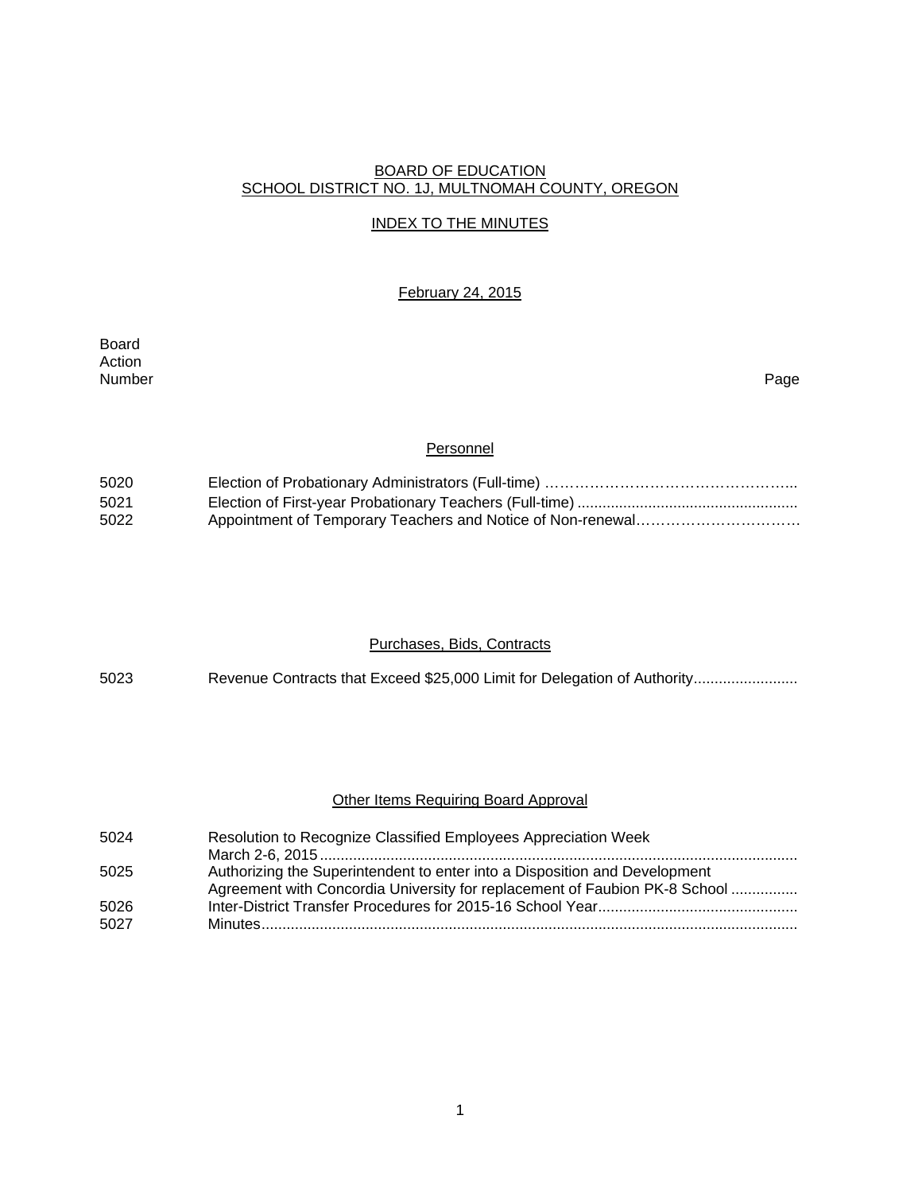# BOARD OF EDUCATION
## SCHOOL DISTRICT NO. 1J, MULTNOMAH COUNTY, OREGON

### INDEX TO THE MINUTES

February 24, 2015

| Board Action Number | | Page |
|---|---|---|
| | **Personnel** | |
| 5020 | Election of Probationary Administrators (Full-time) | |
| 5021 | Election of First-year Probationary Teachers (Full-time) | |
| 5022 | Appointment of Temporary Teachers and Notice of Non-renewal | |
| | **Purchases, Bids, Contracts** | |
| 5023 | Revenue Contracts that Exceed $25,000 Limit for Delegation of Authority | |
| | **Other Items Requiring Board Approval** | |
| 5024 | Resolution to Recognize Classified Employees Appreciation Week March 2-6, 2015 | |
| 5025 | Authorizing the Superintendent to enter into a Disposition and Development Agreement with Concordia University for replacement of Faubion PK-8 School | |
| 5026 | Inter-District Transfer Procedures for 2015-16 School Year | |
| 5027 | Minutes | |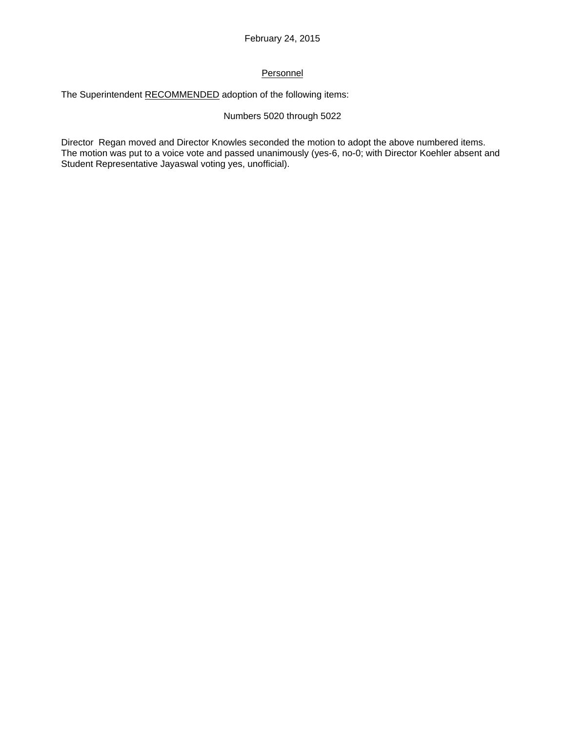February 24, 2015

## Personnel

The Superintendent RECOMMENDED adoption of the following items:

Numbers 5020 through 5022

Director Regan moved and Director Knowles seconded the motion to adopt the above numbered items. The motion was put to a voice vote and passed unanimously (yes-6, no-0; with Director Koehler absent and Student Representative Jayaswal voting yes, unofficial).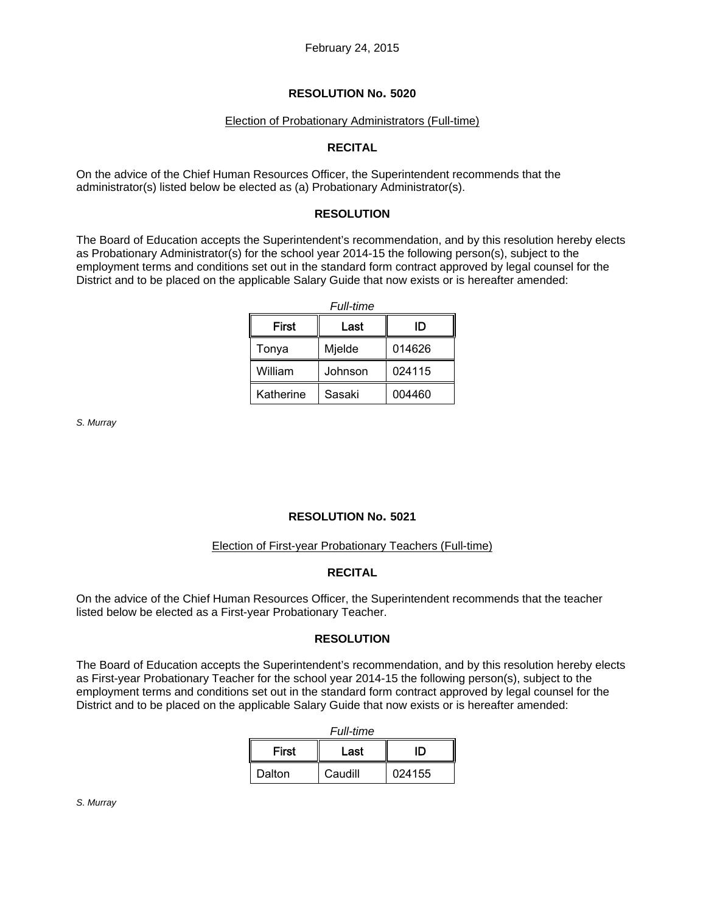February 24, 2015

## RESOLUTION No. 5020

Election of Probationary Administrators (Full-time)

### RECITAL

On the advice of the Chief Human Resources Officer, the Superintendent recommends that the administrator(s) listed below be elected as (a) Probationary Administrator(s).

### RESOLUTION

The Board of Education accepts the Superintendent's recommendation, and by this resolution hereby elects as Probationary Administrator(s) for the school year 2014-15 the following person(s), subject to the employment terms and conditions set out in the standard form contract approved by legal counsel for the District and to be placed on the applicable Salary Guide that now exists or is hereafter amended:

*Full-time*

| First | Last | ID |
|---|---|---|
| Tonya | Mjelde | 014626 |
| William | Johnson | 024115 |
| Katherine | Sasaki | 004460 |

*S. Murray*

## RESOLUTION No. 5021

Election of First-year Probationary Teachers (Full-time)

### RECITAL

On the advice of the Chief Human Resources Officer, the Superintendent recommends that the teacher listed below be elected as a First-year Probationary Teacher.

### RESOLUTION

The Board of Education accepts the Superintendent's recommendation, and by this resolution hereby elects as First-year Probationary Teacher for the school year 2014-15 the following person(s), subject to the employment terms and conditions set out in the standard form contract approved by legal counsel for the District and to be placed on the applicable Salary Guide that now exists or is hereafter amended:

*Full-time*

| First | Last | ID |
|---|---|---|
| Dalton | Caudill | 024155 |

*S. Murray*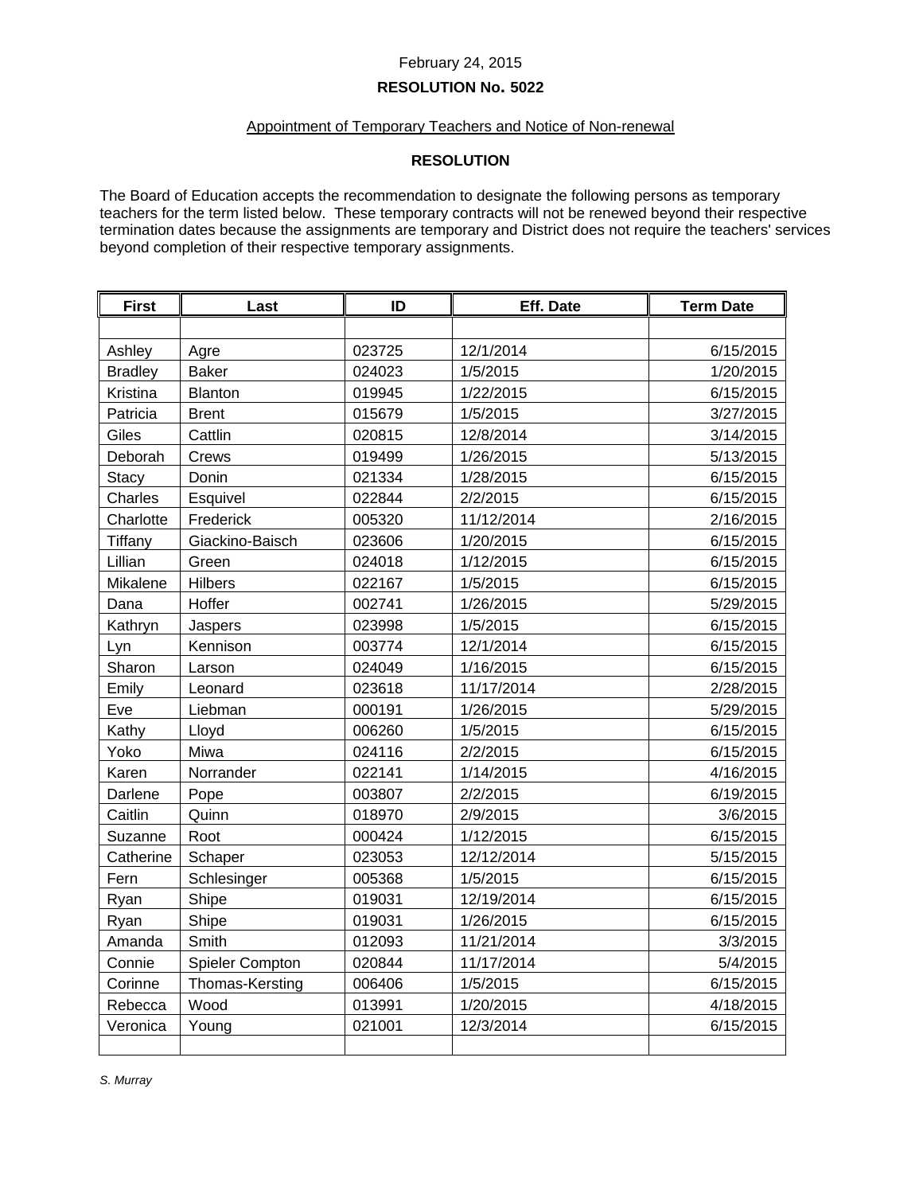February 24, 2015

**RESOLUTION No. 5022**

Appointment of Temporary Teachers and Notice of Non-renewal

**RESOLUTION**

The Board of Education accepts the recommendation to designate the following persons as temporary teachers for the term listed below. These temporary contracts will not be renewed beyond their respective termination dates because the assignments are temporary and District does not require the teachers' services beyond completion of their respective temporary assignments.

| First | Last | ID | Eff. Date | Term Date |
|---|---|---|---|---|
| | | | | |
| Ashley | Agre | 023725 | 12/1/2014 | 6/15/2015 |
| Bradley | Baker | 024023 | 1/5/2015 | 1/20/2015 |
| Kristina | Blanton | 019945 | 1/22/2015 | 6/15/2015 |
| Patricia | Brent | 015679 | 1/5/2015 | 3/27/2015 |
| Giles | Cattlin | 020815 | 12/8/2014 | 3/14/2015 |
| Deborah | Crews | 019499 | 1/26/2015 | 5/13/2015 |
| Stacy | Donin | 021334 | 1/28/2015 | 6/15/2015 |
| Charles | Esquivel | 022844 | 2/2/2015 | 6/15/2015 |
| Charlotte | Frederick | 005320 | 11/12/2014 | 2/16/2015 |
| Tiffany | Giackino-Baisch | 023606 | 1/20/2015 | 6/15/2015 |
| Lillian | Green | 024018 | 1/12/2015 | 6/15/2015 |
| Mikalene | Hilbers | 022167 | 1/5/2015 | 6/15/2015 |
| Dana | Hoffer | 002741 | 1/26/2015 | 5/29/2015 |
| Kathryn | Jaspers | 023998 | 1/5/2015 | 6/15/2015 |
| Lyn | Kennison | 003774 | 12/1/2014 | 6/15/2015 |
| Sharon | Larson | 024049 | 1/16/2015 | 6/15/2015 |
| Emily | Leonard | 023618 | 11/17/2014 | 2/28/2015 |
| Eve | Liebman | 000191 | 1/26/2015 | 5/29/2015 |
| Kathy | Lloyd | 006260 | 1/5/2015 | 6/15/2015 |
| Yoko | Miwa | 024116 | 2/2/2015 | 6/15/2015 |
| Karen | Norrander | 022141 | 1/14/2015 | 4/16/2015 |
| Darlene | Pope | 003807 | 2/2/2015 | 6/19/2015 |
| Caitlin | Quinn | 018970 | 2/9/2015 | 3/6/2015 |
| Suzanne | Root | 000424 | 1/12/2015 | 6/15/2015 |
| Catherine | Schaper | 023053 | 12/12/2014 | 5/15/2015 |
| Fern | Schlesinger | 005368 | 1/5/2015 | 6/15/2015 |
| Ryan | Shipe | 019031 | 12/19/2014 | 6/15/2015 |
| Ryan | Shipe | 019031 | 1/26/2015 | 6/15/2015 |
| Amanda | Smith | 012093 | 11/21/2014 | 3/3/2015 |
| Connie | Spieler Compton | 020844 | 11/17/2014 | 5/4/2015 |
| Corinne | Thomas-Kersting | 006406 | 1/5/2015 | 6/15/2015 |
| Rebecca | Wood | 013991 | 1/20/2015 | 4/18/2015 |
| Veronica | Young | 021001 | 12/3/2014 | 6/15/2015 |
| | | | | |

*S. Murray*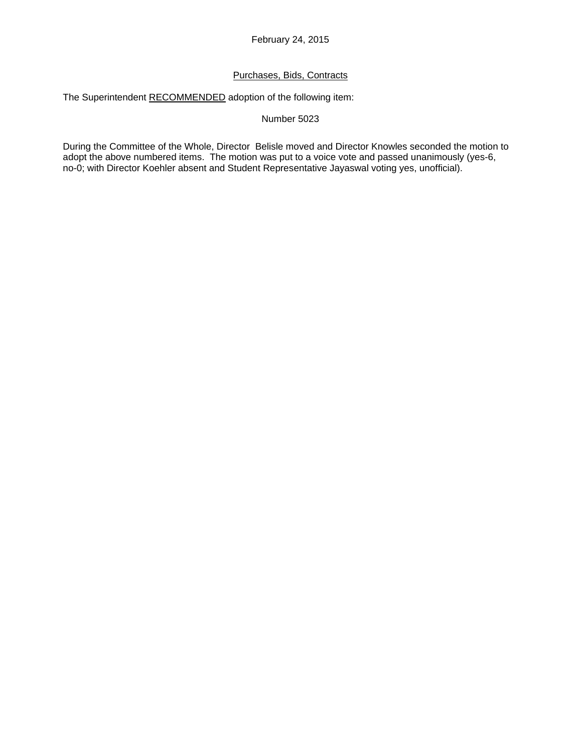February 24, 2015

Purchases, Bids, Contracts

The Superintendent RECOMMENDED adoption of the following item:

Number 5023

During the Committee of the Whole, Director Belisle moved and Director Knowles seconded the motion to adopt the above numbered items. The motion was put to a voice vote and passed unanimously (yes-6, no-0; with Director Koehler absent and Student Representative Jayaswal voting yes, unofficial).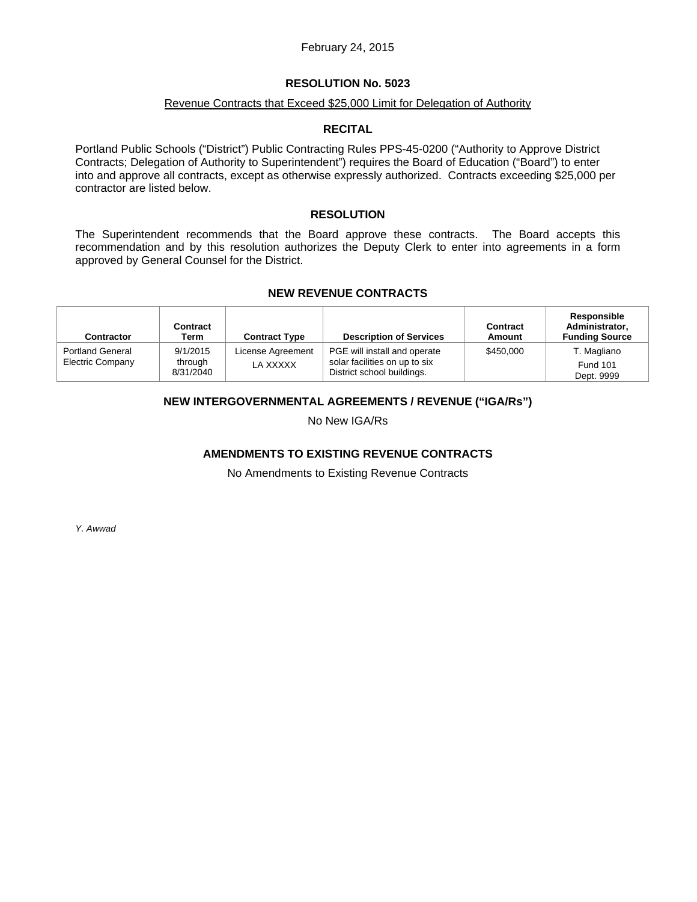February 24, 2015

## RESOLUTION No. 5023

Revenue Contracts that Exceed $25,000 Limit for Delegation of Authority

### RECITAL

Portland Public Schools ("District") Public Contracting Rules PPS-45-0200 ("Authority to Approve District Contracts; Delegation of Authority to Superintendent") requires the Board of Education ("Board") to enter into and approve all contracts, except as otherwise expressly authorized. Contracts exceeding $25,000 per contractor are listed below.

### RESOLUTION

The Superintendent recommends that the Board approve these contracts. The Board accepts this recommendation and by this resolution authorizes the Deputy Clerk to enter into agreements in a form approved by General Counsel for the District.

### NEW REVENUE CONTRACTS

| Contractor | Contract Term | Contract Type | Description of Services | Contract Amount | Responsible Administrator, Funding Source |
|---|---|---|---|---|---|
| Portland General Electric Company | 9/1/2015 through 8/31/2040 | License Agreement LA XXXXX | PGE will install and operate solar facilities on up to six District school buildings. | $450,000 | T. Magliano Fund 101 Dept. 9999 |

### NEW INTERGOVERNMENTAL AGREEMENTS / REVENUE ("IGA/Rs")

No New IGA/Rs

### AMENDMENTS TO EXISTING REVENUE CONTRACTS

No Amendments to Existing Revenue Contracts

*Y. Awwad*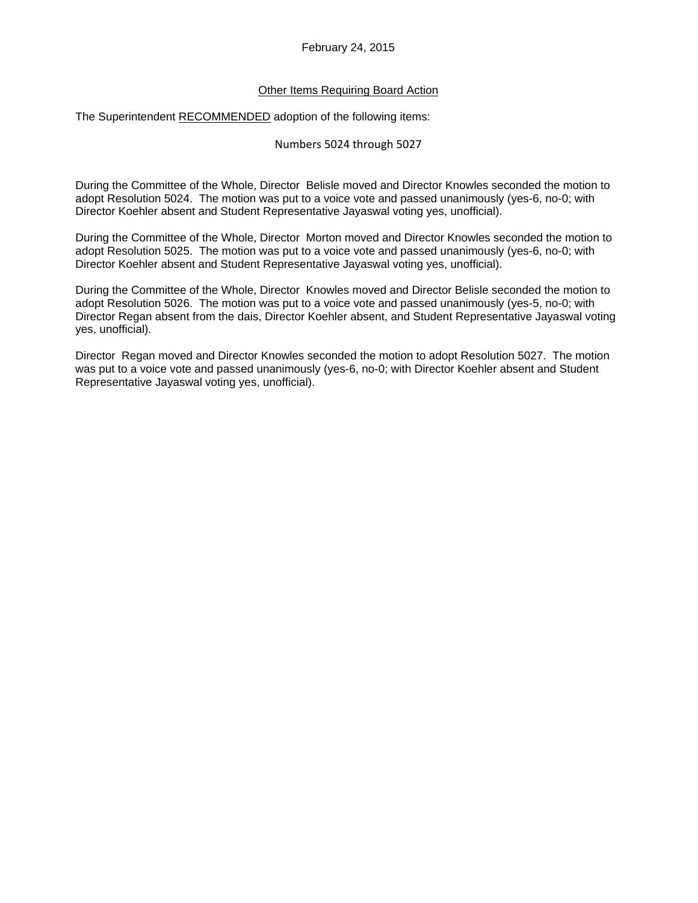February 24, 2015

Other Items Requiring Board Action

The Superintendent RECOMMENDED adoption of the following items:

Numbers 5024 through 5027

During the Committee of the Whole, Director Belisle moved and Director Knowles seconded the motion to adopt Resolution 5024. The motion was put to a voice vote and passed unanimously (yes-6, no-0; with Director Koehler absent and Student Representative Jayaswal voting yes, unofficial).

During the Committee of the Whole, Director Morton moved and Director Knowles seconded the motion to adopt Resolution 5025. The motion was put to a voice vote and passed unanimously (yes-6, no-0; with Director Koehler absent and Student Representative Jayaswal voting yes, unofficial).

During the Committee of the Whole, Director Knowles moved and Director Belisle seconded the motion to adopt Resolution 5026. The motion was put to a voice vote and passed unanimously (yes-5, no-0; with Director Regan absent from the dais, Director Koehler absent, and Student Representative Jayaswal voting yes, unofficial).

Director Regan moved and Director Knowles seconded the motion to adopt Resolution 5027. The motion was put to a voice vote and passed unanimously (yes-6, no-0; with Director Koehler absent and Student Representative Jayaswal voting yes, unofficial).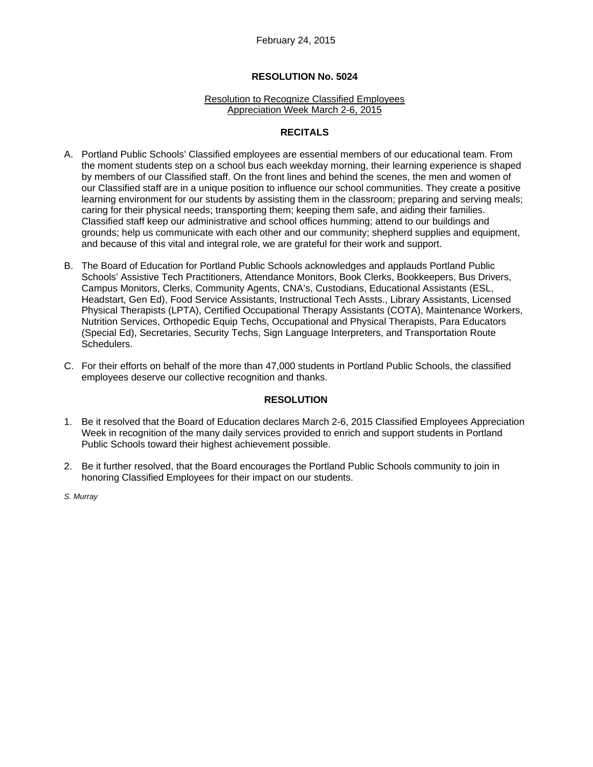February 24, 2015

# RESOLUTION No. 5024

Resolution to Recognize Classified Employees Appreciation Week March 2-6, 2015

## RECITALS

A. Portland Public Schools' Classified employees are essential members of our educational team. From the moment students step on a school bus each weekday morning, their learning experience is shaped by members of our Classified staff. On the front lines and behind the scenes, the men and women of our Classified staff are in a unique position to influence our school communities. They create a positive learning environment for our students by assisting them in the classroom; preparing and serving meals; caring for their physical needs; transporting them; keeping them safe, and aiding their families. Classified staff keep our administrative and school offices humming; attend to our buildings and grounds; help us communicate with each other and our community; shepherd supplies and equipment, and because of this vital and integral role, we are grateful for their work and support.

B. The Board of Education for Portland Public Schools acknowledges and applauds Portland Public Schools' Assistive Tech Practitioners, Attendance Monitors, Book Clerks, Bookkeepers, Bus Drivers, Campus Monitors, Clerks, Community Agents, CNA's, Custodians, Educational Assistants (ESL, Headstart, Gen Ed), Food Service Assistants, Instructional Tech Assts., Library Assistants, Licensed Physical Therapists (LPTA), Certified Occupational Therapy Assistants (COTA), Maintenance Workers, Nutrition Services, Orthopedic Equip Techs, Occupational and Physical Therapists, Para Educators (Special Ed), Secretaries, Security Techs, Sign Language Interpreters, and Transportation Route Schedulers.

C. For their efforts on behalf of the more than 47,000 students in Portland Public Schools, the classified employees deserve our collective recognition and thanks.

## RESOLUTION

1. Be it resolved that the Board of Education declares March 2-6, 2015 Classified Employees Appreciation Week in recognition of the many daily services provided to enrich and support students in Portland Public Schools toward their highest achievement possible.

2. Be it further resolved, that the Board encourages the Portland Public Schools community to join in honoring Classified Employees for their impact on our students.

*S. Murray*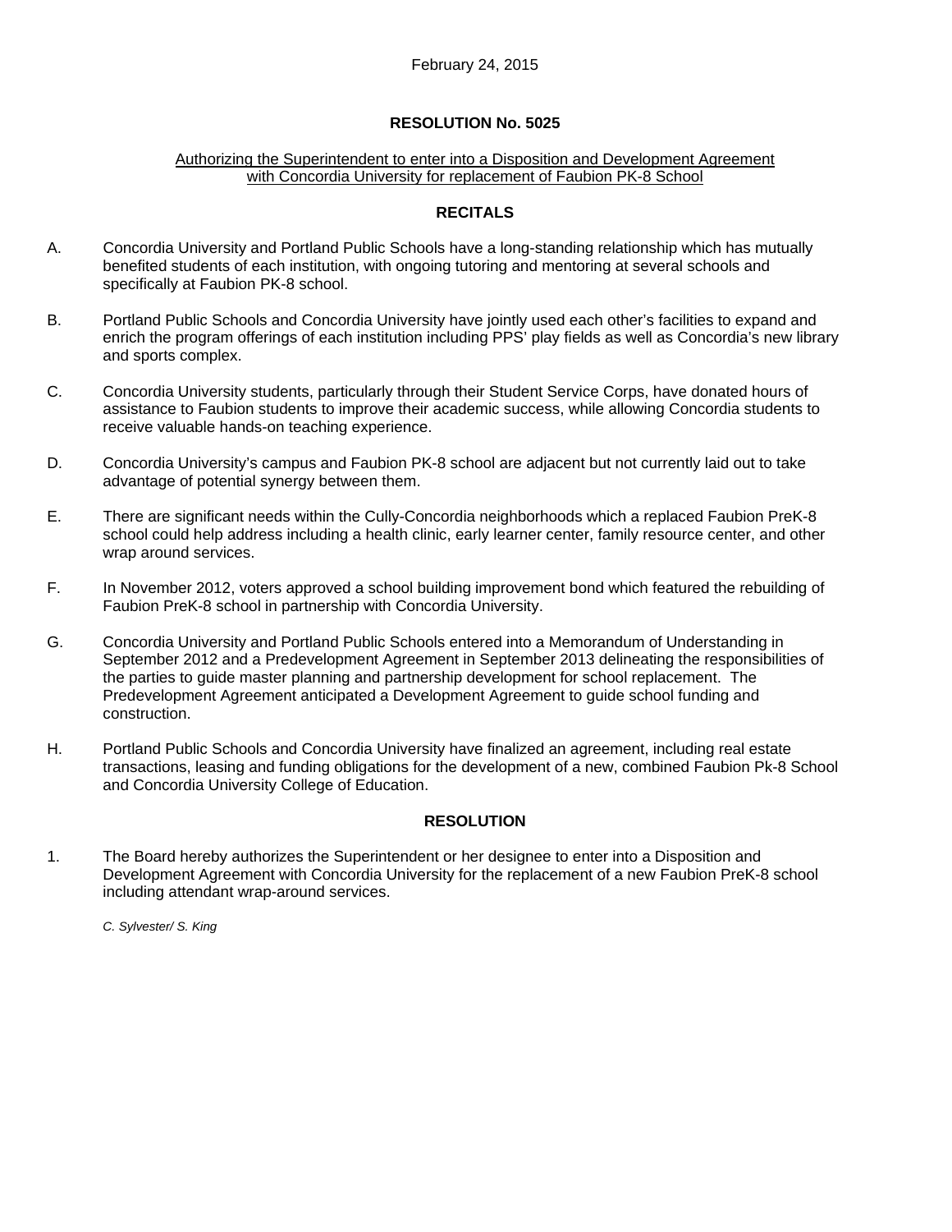February 24, 2015

**RESOLUTION No. 5025**

Authorizing the Superintendent to enter into a Disposition and Development Agreement with Concordia University for replacement of Faubion PK-8 School

**RECITALS**

A. Concordia University and Portland Public Schools have a long-standing relationship which has mutually benefited students of each institution, with ongoing tutoring and mentoring at several schools and specifically at Faubion PK-8 school.

B. Portland Public Schools and Concordia University have jointly used each other's facilities to expand and enrich the program offerings of each institution including PPS' play fields as well as Concordia's new library and sports complex.

C. Concordia University students, particularly through their Student Service Corps, have donated hours of assistance to Faubion students to improve their academic success, while allowing Concordia students to receive valuable hands-on teaching experience.

D. Concordia University's campus and Faubion PK-8 school are adjacent but not currently laid out to take advantage of potential synergy between them.

E. There are significant needs within the Cully-Concordia neighborhoods which a replaced Faubion PreK-8 school could help address including a health clinic, early learner center, family resource center, and other wrap around services.

F. In November 2012, voters approved a school building improvement bond which featured the rebuilding of Faubion PreK-8 school in partnership with Concordia University.

G. Concordia University and Portland Public Schools entered into a Memorandum of Understanding in September 2012 and a Predevelopment Agreement in September 2013 delineating the responsibilities of the parties to guide master planning and partnership development for school replacement. The Predevelopment Agreement anticipated a Development Agreement to guide school funding and construction.

H. Portland Public Schools and Concordia University have finalized an agreement, including real estate transactions, leasing and funding obligations for the development of a new, combined Faubion Pk-8 School and Concordia University College of Education.

**RESOLUTION**

1. The Board hereby authorizes the Superintendent or her designee to enter into a Disposition and Development Agreement with Concordia University for the replacement of a new Faubion PreK-8 school including attendant wrap-around services.

*C. Sylvester/ S. King*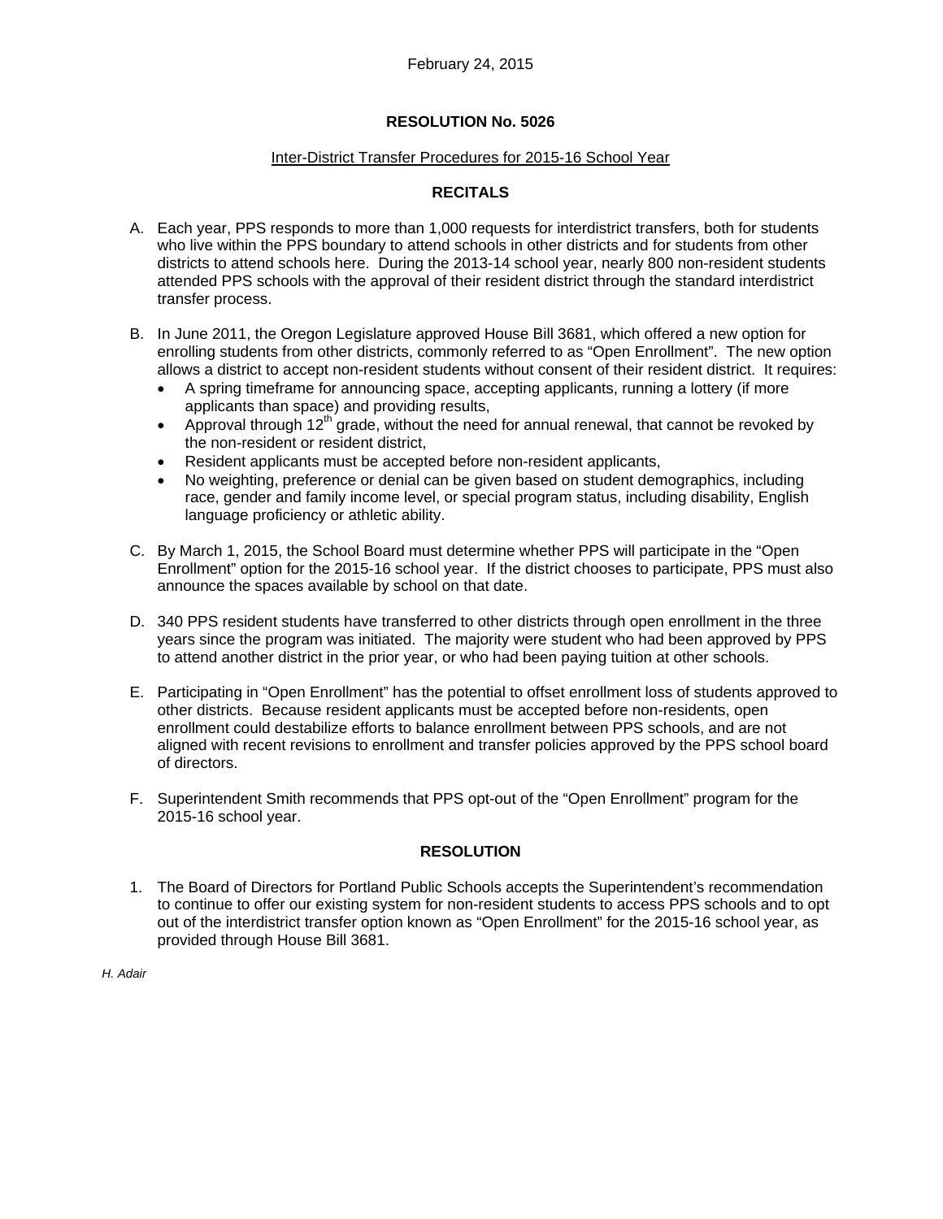February 24, 2015

**RESOLUTION No. 5026**

Inter-District Transfer Procedures for 2015-16 School Year

**RECITALS**

A. Each year, PPS responds to more than 1,000 requests for interdistrict transfers, both for students who live within the PPS boundary to attend schools in other districts and for students from other districts to attend schools here. During the 2013-14 school year, nearly 800 non-resident students attended PPS schools with the approval of their resident district through the standard interdistrict transfer process.

B. In June 2011, the Oregon Legislature approved House Bill 3681, which offered a new option for enrolling students from other districts, commonly referred to as "Open Enrollment". The new option allows a district to accept non-resident students without consent of their resident district. It requires:
   - A spring timeframe for announcing space, accepting applicants, running a lottery (if more applicants than space) and providing results,
   - Approval through 12th grade, without the need for annual renewal, that cannot be revoked by the non-resident or resident district,
   - Resident applicants must be accepted before non-resident applicants,
   - No weighting, preference or denial can be given based on student demographics, including race, gender and family income level, or special program status, including disability, English language proficiency or athletic ability.

C. By March 1, 2015, the School Board must determine whether PPS will participate in the "Open Enrollment" option for the 2015-16 school year. If the district chooses to participate, PPS must also announce the spaces available by school on that date.

D. 340 PPS resident students have transferred to other districts through open enrollment in the three years since the program was initiated. The majority were student who had been approved by PPS to attend another district in the prior year, or who had been paying tuition at other schools.

E. Participating in "Open Enrollment" has the potential to offset enrollment loss of students approved to other districts. Because resident applicants must be accepted before non-residents, open enrollment could destabilize efforts to balance enrollment between PPS schools, and are not aligned with recent revisions to enrollment and transfer policies approved by the PPS school board of directors.

F. Superintendent Smith recommends that PPS opt-out of the "Open Enrollment" program for the 2015-16 school year.

**RESOLUTION**

1. The Board of Directors for Portland Public Schools accepts the Superintendent's recommendation to continue to offer our existing system for non-resident students to access PPS schools and to opt out of the interdistrict transfer option known as "Open Enrollment" for the 2015-16 school year, as provided through House Bill 3681.

*H. Adair*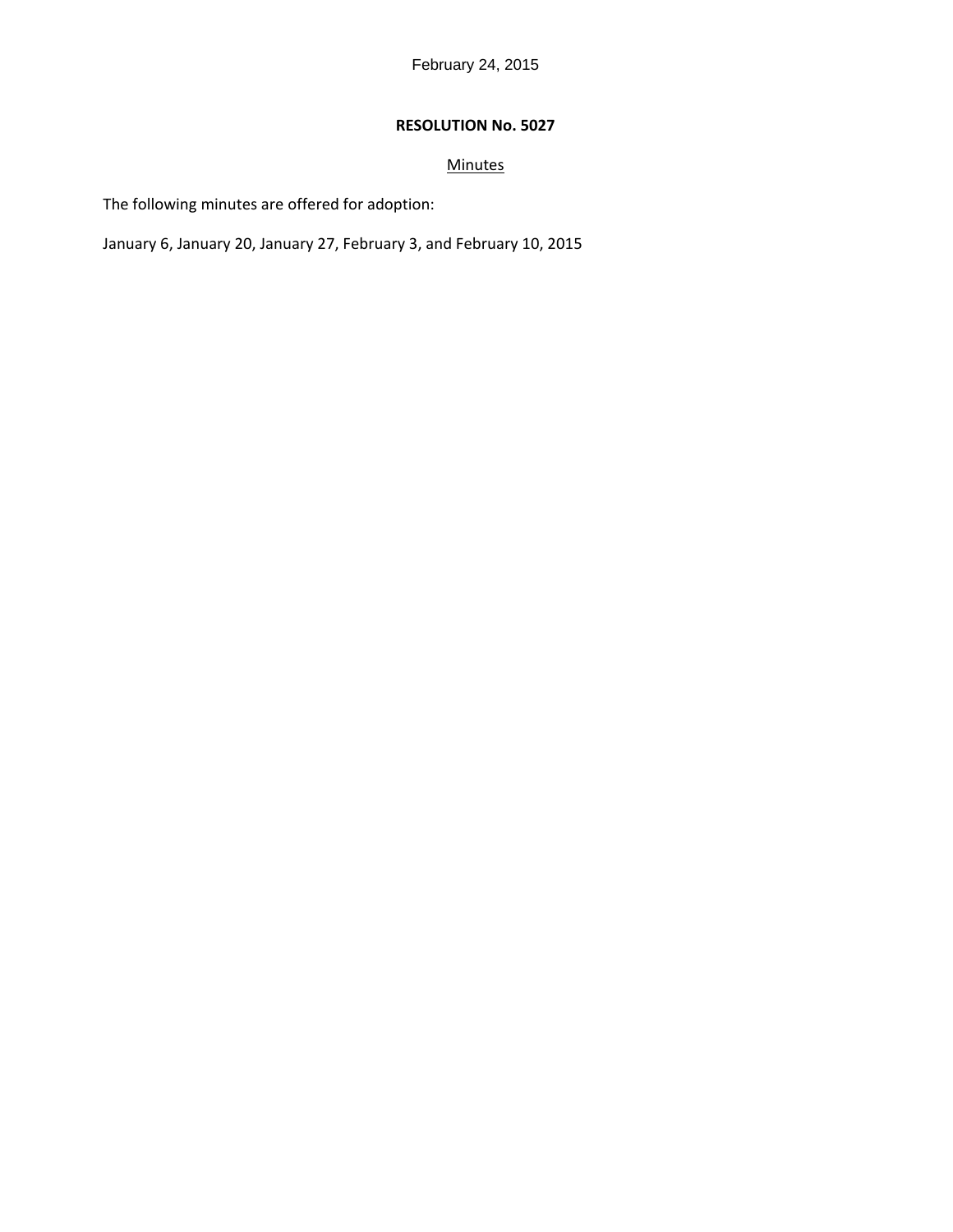February 24, 2015

**RESOLUTION No. 5027**

Minutes

The following minutes are offered for adoption:

January 6, January 20, January 27, February 3, and February 10, 2015